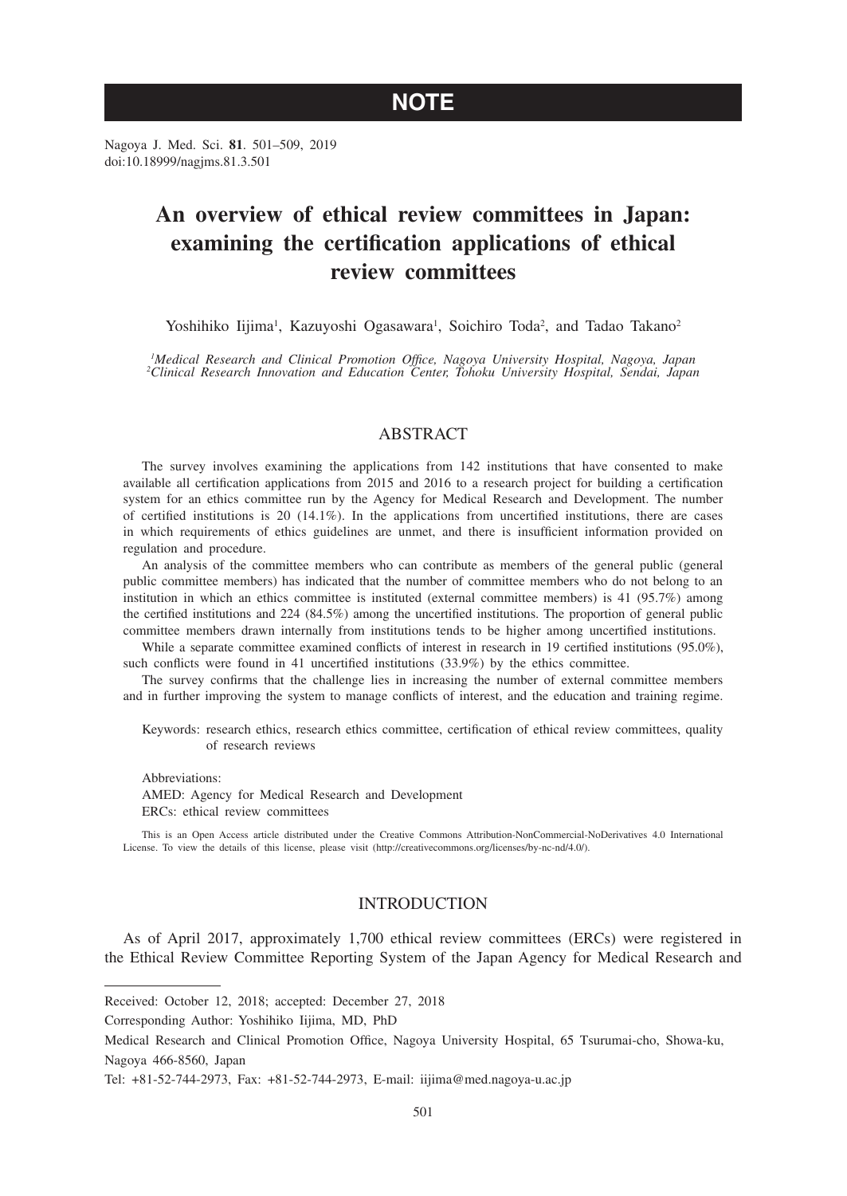# NOTE

Nagoya J. Med. Sci. **81**. 501–509, 2019
doi:10.18999/nagjms.81.3.501

# An overview of ethical review committees in Japan: examining the certification applications of ethical review committees

Yoshihiko Iijima[1], Kazuyoshi Ogasawara[1], Soichiro Toda[2], and Tadao Takano[2]

[1]*Medical Research and Clinical Promotion Office, Nagoya University Hospital, Nagoya, Japan*
[2]*Clinical Research Innovation and Education Center, Tohoku University Hospital, Sendai, Japan*

## ABSTRACT

The survey involves examining the applications from 142 institutions that have consented to make available all certification applications from 2015 and 2016 to a research project for building a certification system for an ethics committee run by the Agency for Medical Research and Development. The number of certified institutions is 20 (14.1%). In the applications from uncertified institutions, there are cases in which requirements of ethics guidelines are unmet, and there is insufficient information provided on regulation and procedure.

An analysis of the committee members who can contribute as members of the general public (general public committee members) has indicated that the number of committee members who do not belong to an institution in which an ethics committee is instituted (external committee members) is 41 (95.7%) among the certified institutions and 224 (84.5%) among the uncertified institutions. The proportion of general public committee members drawn internally from institutions tends to be higher among uncertified institutions.

While a separate committee examined conflicts of interest in research in 19 certified institutions (95.0%), such conflicts were found in 41 uncertified institutions (33.9%) by the ethics committee.

The survey confirms that the challenge lies in increasing the number of external committee members and in further improving the system to manage conflicts of interest, and the education and training regime.

Keywords: research ethics, research ethics committee, certification of ethical review committees, quality of research reviews

Abbreviations:
AMED: Agency for Medical Research and Development
ERCs: ethical review committees

This is an Open Access article distributed under the Creative Commons Attribution-NonCommercial-NoDerivatives 4.0 International License. To view the details of this license, please visit (http://creativecommons.org/licenses/by-nc-nd/4.0/).

## INTRODUCTION

As of April 2017, approximately 1,700 ethical review committees (ERCs) were registered in the Ethical Review Committee Reporting System of the Japan Agency for Medical Research and

---

Received: October 12, 2018; accepted: December 27, 2018

Corresponding Author: Yoshihiko Iijima, MD, PhD

Medical Research and Clinical Promotion Office, Nagoya University Hospital, 65 Tsurumai-cho, Showa-ku, Nagoya 466-8560, Japan

Tel: +81-52-744-2973, Fax: +81-52-744-2973, E-mail: iijima@med.nagoya-u.ac.jp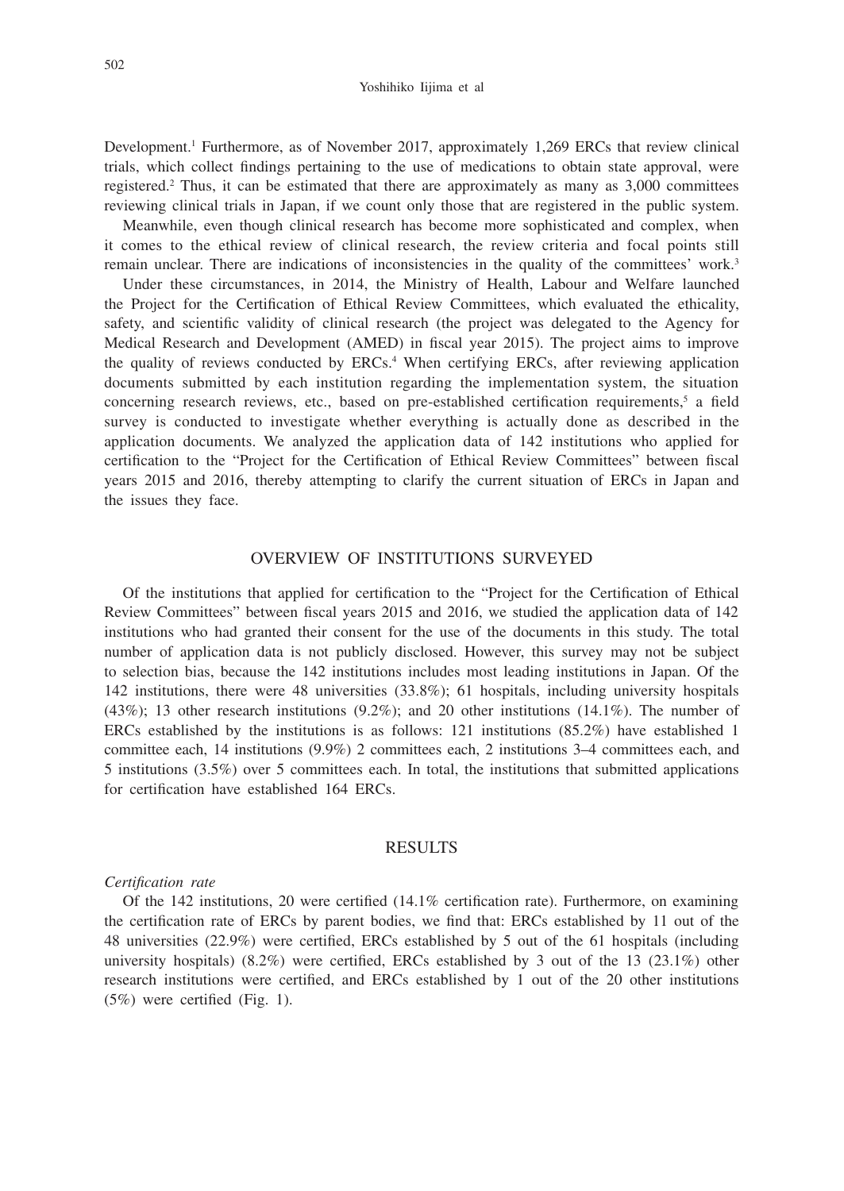Development.[1] Furthermore, as of November 2017, approximately 1,269 ERCs that review clinical trials, which collect findings pertaining to the use of medications to obtain state approval, were registered.[2] Thus, it can be estimated that there are approximately as many as 3,000 committees reviewing clinical trials in Japan, if we count only those that are registered in the public system.

Meanwhile, even though clinical research has become more sophisticated and complex, when it comes to the ethical review of clinical research, the review criteria and focal points still remain unclear. There are indications of inconsistencies in the quality of the committees' work.[3]

Under these circumstances, in 2014, the Ministry of Health, Labour and Welfare launched the Project for the Certification of Ethical Review Committees, which evaluated the ethicality, safety, and scientific validity of clinical research (the project was delegated to the Agency for Medical Research and Development (AMED) in fiscal year 2015). The project aims to improve the quality of reviews conducted by ERCs.[4] When certifying ERCs, after reviewing application documents submitted by each institution regarding the implementation system, the situation concerning research reviews, etc., based on pre-established certification requirements,[5] a field survey is conducted to investigate whether everything is actually done as described in the application documents. We analyzed the application data of 142 institutions who applied for certification to the "Project for the Certification of Ethical Review Committees" between fiscal years 2015 and 2016, thereby attempting to clarify the current situation of ERCs in Japan and the issues they face.

## OVERVIEW OF INSTITUTIONS SURVEYED

Of the institutions that applied for certification to the "Project for the Certification of Ethical Review Committees" between fiscal years 2015 and 2016, we studied the application data of 142 institutions who had granted their consent for the use of the documents in this study. The total number of application data is not publicly disclosed. However, this survey may not be subject to selection bias, because the 142 institutions includes most leading institutions in Japan. Of the 142 institutions, there were 48 universities (33.8%); 61 hospitals, including university hospitals (43%); 13 other research institutions (9.2%); and 20 other institutions (14.1%). The number of ERCs established by the institutions is as follows: 121 institutions (85.2%) have established 1 committee each, 14 institutions (9.9%) 2 committees each, 2 institutions 3–4 committees each, and 5 institutions (3.5%) over 5 committees each. In total, the institutions that submitted applications for certification have established 164 ERCs.

## RESULTS

*Certification rate*

Of the 142 institutions, 20 were certified (14.1% certification rate). Furthermore, on examining the certification rate of ERCs by parent bodies, we find that: ERCs established by 11 out of the 48 universities (22.9%) were certified, ERCs established by 5 out of the 61 hospitals (including university hospitals) (8.2%) were certified, ERCs established by 3 out of the 13 (23.1%) other research institutions were certified, and ERCs established by 1 out of the 20 other institutions (5%) were certified (Fig. 1).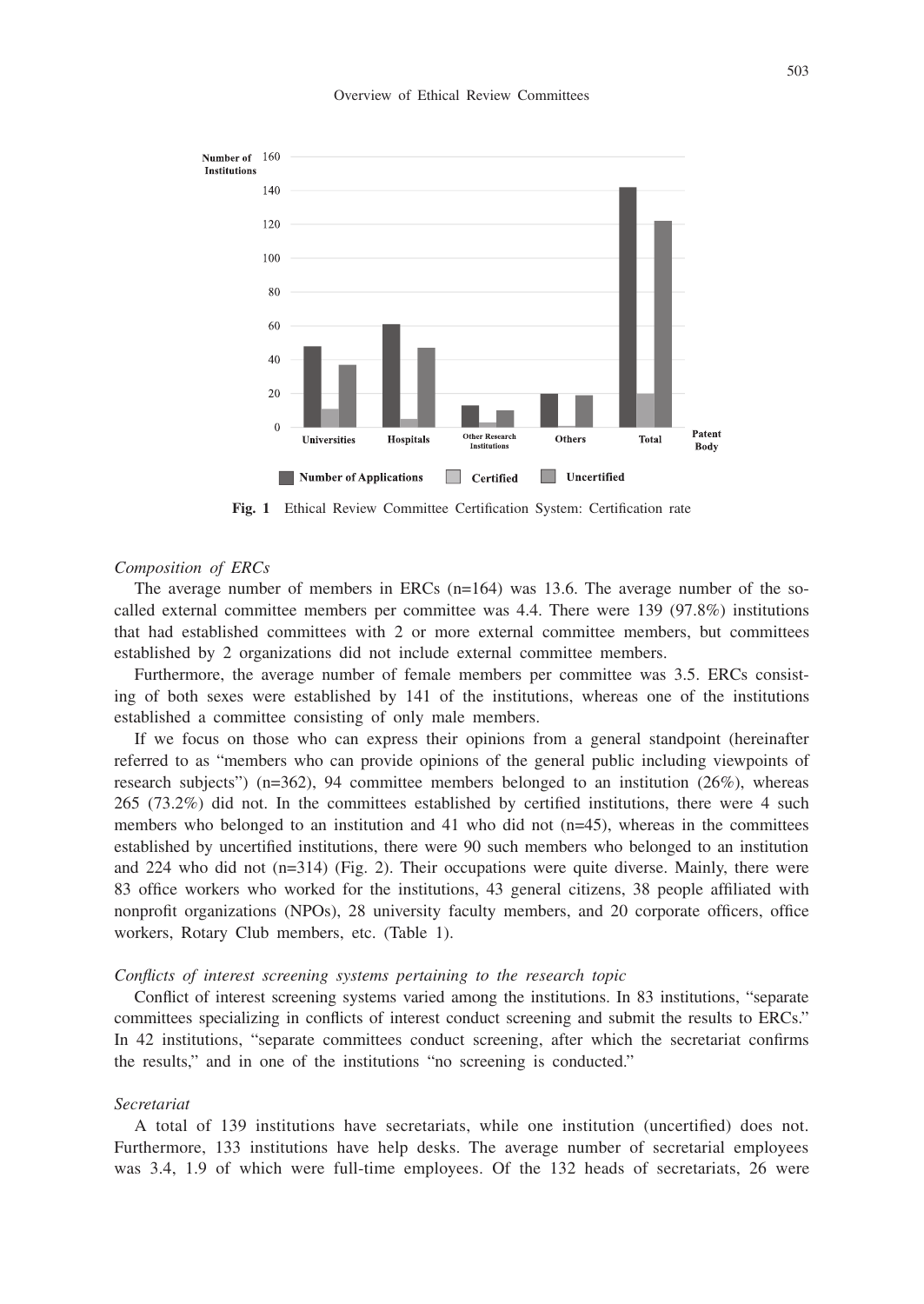Fig. 1 Ethical Review Committee Certification System: Certification rate

*Composition of ERCs*

The average number of members in ERCs (n=164) was 13.6. The average number of the so-called external committee members per committee was 4.4. There were 139 (97.8%) institutions that had established committees with 2 or more external committee members, but committees established by 2 organizations did not include external committee members.

Furthermore, the average number of female members per committee was 3.5. ERCs consisting of both sexes were established by 141 of the institutions, whereas one of the institutions established a committee consisting of only male members.

If we focus on those who can express their opinions from a general standpoint (hereinafter referred to as "members who can provide opinions of the general public including viewpoints of research subjects") (n=362), 94 committee members belonged to an institution (26%), whereas 265 (73.2%) did not. In the committees established by certified institutions, there were 4 such members who belonged to an institution and 41 who did not (n=45), whereas in the committees established by uncertified institutions, there were 90 such members who belonged to an institution and 224 who did not (n=314) (Fig. 2). Their occupations were quite diverse. Mainly, there were 83 office workers who worked for the institutions, 43 general citizens, 38 people affiliated with nonprofit organizations (NPOs), 28 university faculty members, and 20 corporate officers, office workers, Rotary Club members, etc. (Table 1).

*Conflicts of interest screening systems pertaining to the research topic*

Conflict of interest screening systems varied among the institutions. In 83 institutions, "separate committees specializing in conflicts of interest conduct screening and submit the results to ERCs." In 42 institutions, "separate committees conduct screening, after which the secretariat confirms the results," and in one of the institutions "no screening is conducted."

*Secretariat*

A total of 139 institutions have secretariats, while one institution (uncertified) does not. Furthermore, 133 institutions have help desks. The average number of secretarial employees was 3.4, 1.9 of which were full-time employees. Of the 132 heads of secretariats, 26 were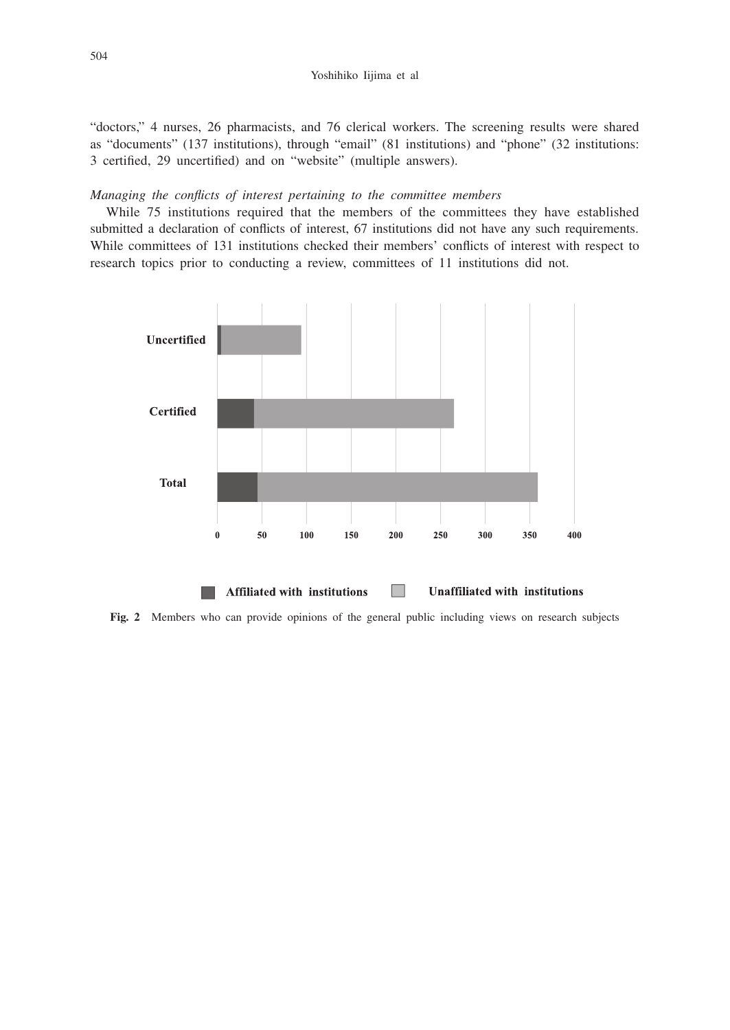"doctors," 4 nurses, 26 pharmacists, and 76 clerical workers. The screening results were shared as "documents" (137 institutions), through "email" (81 institutions) and "phone" (32 institutions: 3 certified, 29 uncertified) and on "website" (multiple answers).

*Managing the conflicts of interest pertaining to the committee members*

While 75 institutions required that the members of the committees they have established submitted a declaration of conflicts of interest, 67 institutions did not have any such requirements. While committees of 131 institutions checked their members' conflicts of interest with respect to research topics prior to conducting a review, committees of 11 institutions did not.

**Fig. 2** Members who can provide opinions of the general public including views on research subjects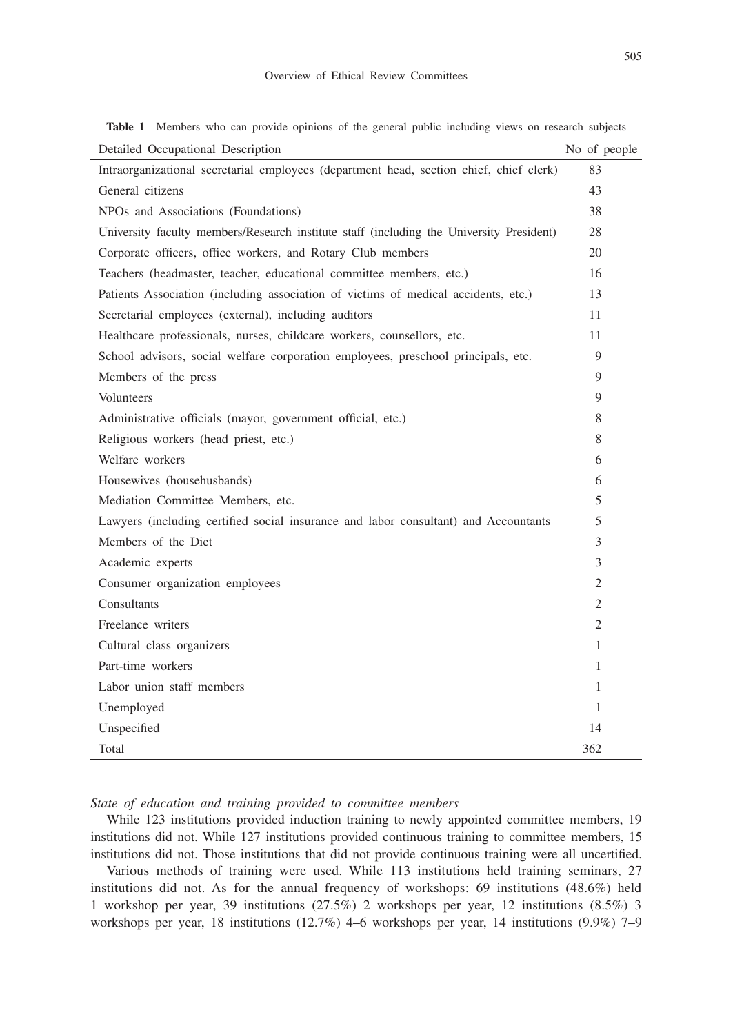**Table 1** Members who can provide opinions of the general public including views on research subjects

| Detailed Occupational Description | No of people |
|---|---|
| Intraorganizational secretarial employees (department head, section chief, chief clerk) | 83 |
| General citizens | 43 |
| NPOs and Associations (Foundations) | 38 |
| University faculty members/Research institute staff (including the University President) | 28 |
| Corporate officers, office workers, and Rotary Club members | 20 |
| Teachers (headmaster, teacher, educational committee members, etc.) | 16 |
| Patients Association (including association of victims of medical accidents, etc.) | 13 |
| Secretarial employees (external), including auditors | 11 |
| Healthcare professionals, nurses, childcare workers, counsellors, etc. | 11 |
| School advisors, social welfare corporation employees, preschool principals, etc. | 9 |
| Members of the press | 9 |
| Volunteers | 9 |
| Administrative officials (mayor, government official, etc.) | 8 |
| Religious workers (head priest, etc.) | 8 |
| Welfare workers | 6 |
| Housewives (househusbands) | 6 |
| Mediation Committee Members, etc. | 5 |
| Lawyers (including certified social insurance and labor consultant) and Accountants | 5 |
| Members of the Diet | 3 |
| Academic experts | 3 |
| Consumer organization employees | 2 |
| Consultants | 2 |
| Freelance writers | 2 |
| Cultural class organizers | 1 |
| Part-time workers | 1 |
| Labor union staff members | 1 |
| Unemployed | 1 |
| Unspecified | 14 |
| Total | 362 |

*State of education and training provided to committee members*

While 123 institutions provided induction training to newly appointed committee members, 19 institutions did not. While 127 institutions provided continuous training to committee members, 15 institutions did not. Those institutions that did not provide continuous training were all uncertified.

Various methods of training were used. While 113 institutions held training seminars, 27 institutions did not. As for the annual frequency of workshops: 69 institutions (48.6%) held 1 workshop per year, 39 institutions (27.5%) 2 workshops per year, 12 institutions (8.5%) 3 workshops per year, 18 institutions (12.7%) 4–6 workshops per year, 14 institutions (9.9%) 7–9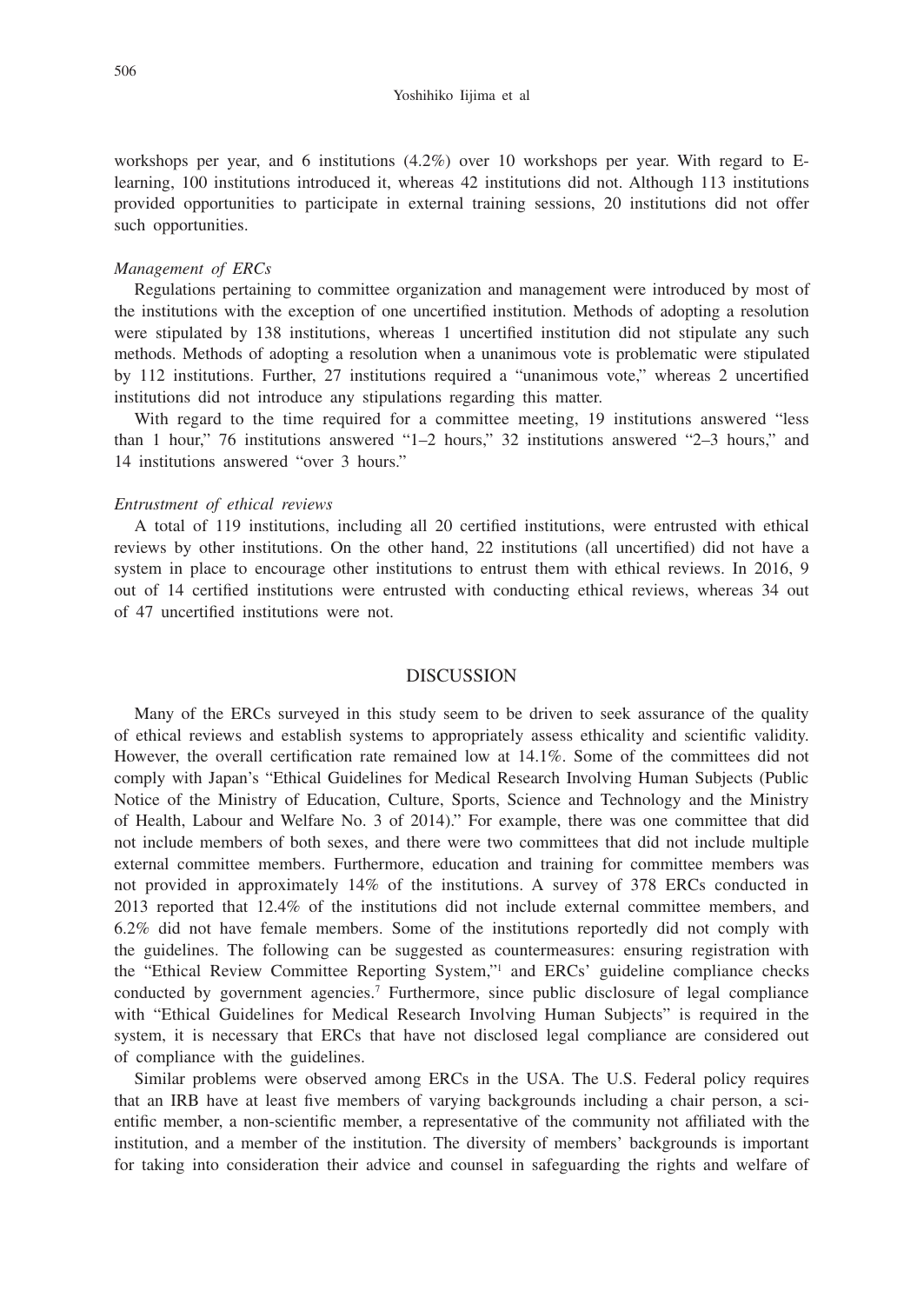workshops per year, and 6 institutions (4.2%) over 10 workshops per year. With regard to E-learning, 100 institutions introduced it, whereas 42 institutions did not. Although 113 institutions provided opportunities to participate in external training sessions, 20 institutions did not offer such opportunities.

*Management of ERCs*

Regulations pertaining to committee organization and management were introduced by most of the institutions with the exception of one uncertified institution. Methods of adopting a resolution were stipulated by 138 institutions, whereas 1 uncertified institution did not stipulate any such methods. Methods of adopting a resolution when a unanimous vote is problematic were stipulated by 112 institutions. Further, 27 institutions required a "unanimous vote," whereas 2 uncertified institutions did not introduce any stipulations regarding this matter.

With regard to the time required for a committee meeting, 19 institutions answered "less than 1 hour," 76 institutions answered "1–2 hours," 32 institutions answered "2–3 hours," and 14 institutions answered "over 3 hours."

*Entrustment of ethical reviews*

A total of 119 institutions, including all 20 certified institutions, were entrusted with ethical reviews by other institutions. On the other hand, 22 institutions (all uncertified) did not have a system in place to encourage other institutions to entrust them with ethical reviews. In 2016, 9 out of 14 certified institutions were entrusted with conducting ethical reviews, whereas 34 out of 47 uncertified institutions were not.

## DISCUSSION

Many of the ERCs surveyed in this study seem to be driven to seek assurance of the quality of ethical reviews and establish systems to appropriately assess ethicality and scientific validity. However, the overall certification rate remained low at 14.1%. Some of the committees did not comply with Japan's "Ethical Guidelines for Medical Research Involving Human Subjects (Public Notice of the Ministry of Education, Culture, Sports, Science and Technology and the Ministry of Health, Labour and Welfare No. 3 of 2014)." For example, there was one committee that did not include members of both sexes, and there were two committees that did not include multiple external committee members. Furthermore, education and training for committee members was not provided in approximately 14% of the institutions. A survey of 378 ERCs conducted in 2013 reported that 12.4% of the institutions did not include external committee members, and 6.2% did not have female members. Some of the institutions reportedly did not comply with the guidelines. The following can be suggested as countermeasures: ensuring registration with the "Ethical Review Committee Reporting System,"[1] and ERCs' guideline compliance checks conducted by government agencies.[7] Furthermore, since public disclosure of legal compliance with "Ethical Guidelines for Medical Research Involving Human Subjects" is required in the system, it is necessary that ERCs that have not disclosed legal compliance are considered out of compliance with the guidelines.

Similar problems were observed among ERCs in the USA. The U.S. Federal policy requires that an IRB have at least five members of varying backgrounds including a chair person, a scientific member, a non-scientific member, a representative of the community not affiliated with the institution, and a member of the institution. The diversity of members' backgrounds is important for taking into consideration their advice and counsel in safeguarding the rights and welfare of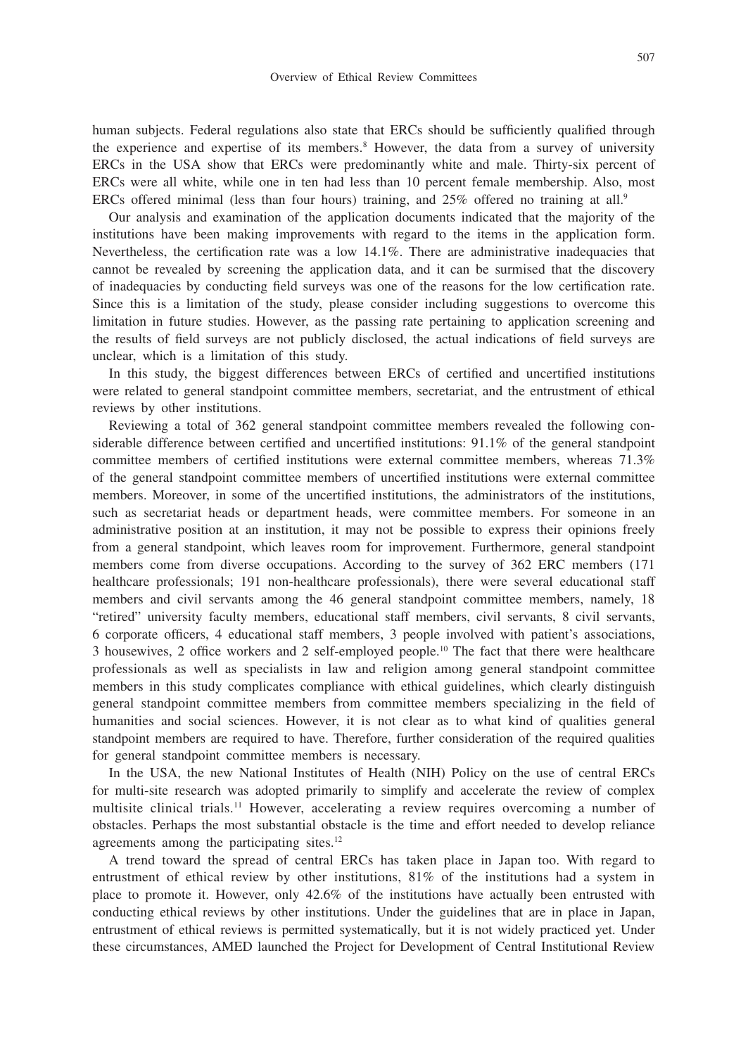human subjects. Federal regulations also state that ERCs should be sufficiently qualified through the experience and expertise of its members.[8] However, the data from a survey of university ERCs in the USA show that ERCs were predominantly white and male. Thirty-six percent of ERCs were all white, while one in ten had less than 10 percent female membership. Also, most ERCs offered minimal (less than four hours) training, and 25% offered no training at all.[9]

Our analysis and examination of the application documents indicated that the majority of the institutions have been making improvements with regard to the items in the application form. Nevertheless, the certification rate was a low 14.1%. There are administrative inadequacies that cannot be revealed by screening the application data, and it can be surmised that the discovery of inadequacies by conducting field surveys was one of the reasons for the low certification rate. Since this is a limitation of the study, please consider including suggestions to overcome this limitation in future studies. However, as the passing rate pertaining to application screening and the results of field surveys are not publicly disclosed, the actual indications of field surveys are unclear, which is a limitation of this study.

In this study, the biggest differences between ERCs of certified and uncertified institutions were related to general standpoint committee members, secretariat, and the entrustment of ethical reviews by other institutions.

Reviewing a total of 362 general standpoint committee members revealed the following considerable difference between certified and uncertified institutions: 91.1% of the general standpoint committee members of certified institutions were external committee members, whereas 71.3% of the general standpoint committee members of uncertified institutions were external committee members. Moreover, in some of the uncertified institutions, the administrators of the institutions, such as secretariat heads or department heads, were committee members. For someone in an administrative position at an institution, it may not be possible to express their opinions freely from a general standpoint, which leaves room for improvement. Furthermore, general standpoint members come from diverse occupations. According to the survey of 362 ERC members (171 healthcare professionals; 191 non-healthcare professionals), there were several educational staff members and civil servants among the 46 general standpoint committee members, namely, 18 "retired" university faculty members, educational staff members, civil servants, 8 civil servants, 6 corporate officers, 4 educational staff members, 3 people involved with patient's associations, 3 housewives, 2 office workers and 2 self-employed people.[10] The fact that there were healthcare professionals as well as specialists in law and religion among general standpoint committee members in this study complicates compliance with ethical guidelines, which clearly distinguish general standpoint committee members from committee members specializing in the field of humanities and social sciences. However, it is not clear as to what kind of qualities general standpoint members are required to have. Therefore, further consideration of the required qualities for general standpoint committee members is necessary.

In the USA, the new National Institutes of Health (NIH) Policy on the use of central ERCs for multi-site research was adopted primarily to simplify and accelerate the review of complex multisite clinical trials.[11] However, accelerating a review requires overcoming a number of obstacles. Perhaps the most substantial obstacle is the time and effort needed to develop reliance agreements among the participating sites.[12]

A trend toward the spread of central ERCs has taken place in Japan too. With regard to entrustment of ethical review by other institutions, 81% of the institutions had a system in place to promote it. However, only 42.6% of the institutions have actually been entrusted with conducting ethical reviews by other institutions. Under the guidelines that are in place in Japan, entrustment of ethical reviews is permitted systematically, but it is not widely practiced yet. Under these circumstances, AMED launched the Project for Development of Central Institutional Review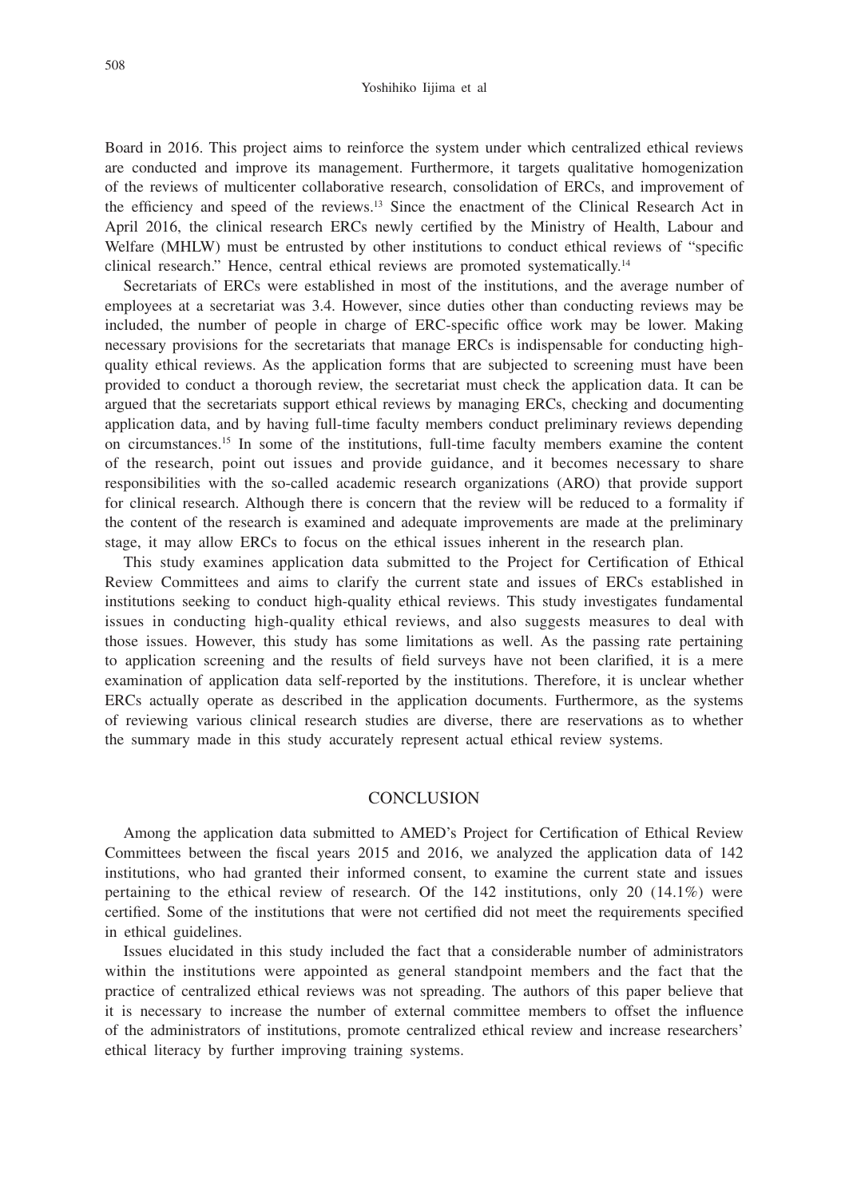Board in 2016. This project aims to reinforce the system under which centralized ethical reviews are conducted and improve its management. Furthermore, it targets qualitative homogenization of the reviews of multicenter collaborative research, consolidation of ERCs, and improvement of the efficiency and speed of the reviews.[13] Since the enactment of the Clinical Research Act in April 2016, the clinical research ERCs newly certified by the Ministry of Health, Labour and Welfare (MHLW) must be entrusted by other institutions to conduct ethical reviews of "specific clinical research." Hence, central ethical reviews are promoted systematically.[14]

Secretariats of ERCs were established in most of the institutions, and the average number of employees at a secretariat was 3.4. However, since duties other than conducting reviews may be included, the number of people in charge of ERC-specific office work may be lower. Making necessary provisions for the secretariats that manage ERCs is indispensable for conducting high-quality ethical reviews. As the application forms that are subjected to screening must have been provided to conduct a thorough review, the secretariat must check the application data. It can be argued that the secretariats support ethical reviews by managing ERCs, checking and documenting application data, and by having full-time faculty members conduct preliminary reviews depending on circumstances.[15] In some of the institutions, full-time faculty members examine the content of the research, point out issues and provide guidance, and it becomes necessary to share responsibilities with the so-called academic research organizations (ARO) that provide support for clinical research. Although there is concern that the review will be reduced to a formality if the content of the research is examined and adequate improvements are made at the preliminary stage, it may allow ERCs to focus on the ethical issues inherent in the research plan.

This study examines application data submitted to the Project for Certification of Ethical Review Committees and aims to clarify the current state and issues of ERCs established in institutions seeking to conduct high-quality ethical reviews. This study investigates fundamental issues in conducting high-quality ethical reviews, and also suggests measures to deal with those issues. However, this study has some limitations as well. As the passing rate pertaining to application screening and the results of field surveys have not been clarified, it is a mere examination of application data self-reported by the institutions. Therefore, it is unclear whether ERCs actually operate as described in the application documents. Furthermore, as the systems of reviewing various clinical research studies are diverse, there are reservations as to whether the summary made in this study accurately represent actual ethical review systems.

## CONCLUSION

Among the application data submitted to AMED's Project for Certification of Ethical Review Committees between the fiscal years 2015 and 2016, we analyzed the application data of 142 institutions, who had granted their informed consent, to examine the current state and issues pertaining to the ethical review of research. Of the 142 institutions, only 20 (14.1%) were certified. Some of the institutions that were not certified did not meet the requirements specified in ethical guidelines.

Issues elucidated in this study included the fact that a considerable number of administrators within the institutions were appointed as general standpoint members and the fact that the practice of centralized ethical reviews was not spreading. The authors of this paper believe that it is necessary to increase the number of external committee members to offset the influence of the administrators of institutions, promote centralized ethical review and increase researchers' ethical literacy by further improving training systems.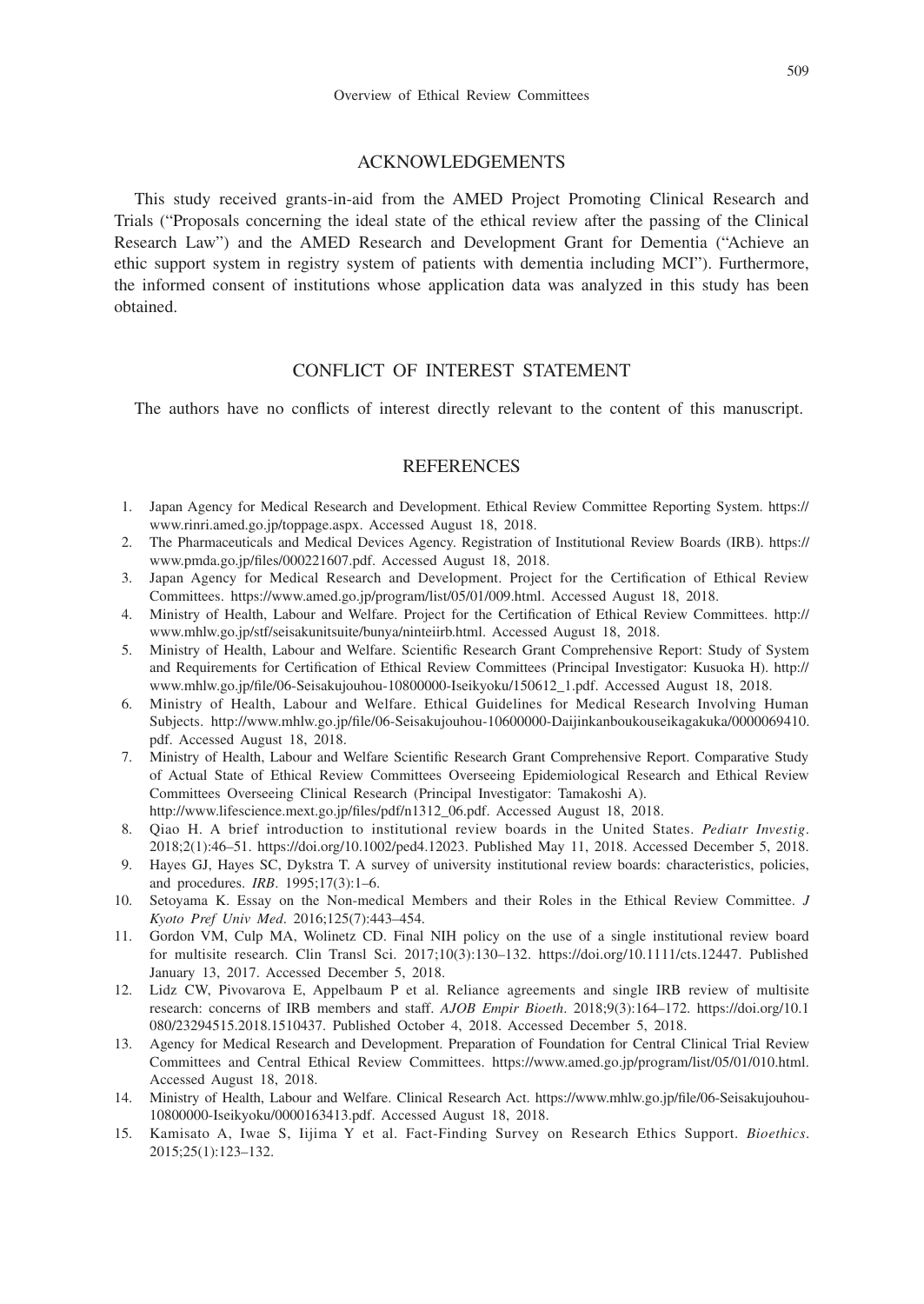## ACKNOWLEDGEMENTS

This study received grants-in-aid from the AMED Project Promoting Clinical Research and Trials ("Proposals concerning the ideal state of the ethical review after the passing of the Clinical Research Law") and the AMED Research and Development Grant for Dementia ("Achieve an ethic support system in registry system of patients with dementia including MCI"). Furthermore, the informed consent of institutions whose application data was analyzed in this study has been obtained.

## CONFLICT OF INTEREST STATEMENT

The authors have no conflicts of interest directly relevant to the content of this manuscript.

## REFERENCES

1. Japan Agency for Medical Research and Development. Ethical Review Committee Reporting System. https://www.rinri.amed.go.jp/toppage.aspx. Accessed August 18, 2018.
2. The Pharmaceuticals and Medical Devices Agency. Registration of Institutional Review Boards (IRB). https://www.pmda.go.jp/files/000221607.pdf. Accessed August 18, 2018.
3. Japan Agency for Medical Research and Development. Project for the Certification of Ethical Review Committees. https://www.amed.go.jp/program/list/05/01/009.html. Accessed August 18, 2018.
4. Ministry of Health, Labour and Welfare. Project for the Certification of Ethical Review Committees. http://www.mhlw.go.jp/stf/seisakunitsuite/bunya/ninteiirb.html. Accessed August 18, 2018.
5. Ministry of Health, Labour and Welfare. Scientific Research Grant Comprehensive Report: Study of System and Requirements for Certification of Ethical Review Committees (Principal Investigator: Kusuoka H). http://www.mhlw.go.jp/file/06-Seisakujouhou-10800000-Iseikyoku/150612_1.pdf. Accessed August 18, 2018.
6. Ministry of Health, Labour and Welfare. Ethical Guidelines for Medical Research Involving Human Subjects. http://www.mhlw.go.jp/file/06-Seisakujouhou-10600000-Daijinkanboukouseikagakuka/0000069410.pdf. Accessed August 18, 2018.
7. Ministry of Health, Labour and Welfare Scientific Research Grant Comprehensive Report. Comparative Study of Actual State of Ethical Review Committees Overseeing Epidemiological Research and Ethical Review Committees Overseeing Clinical Research (Principal Investigator: Tamakoshi A). http://www.lifescience.mext.go.jp/files/pdf/n1312_06.pdf. Accessed August 18, 2018.
8. Qiao H. A brief introduction to institutional review boards in the United States. *Pediatr Investig*. 2018;2(1):46–51. https://doi.org/10.1002/ped4.12023. Published May 11, 2018. Accessed December 5, 2018.
9. Hayes GJ, Hayes SC, Dykstra T. A survey of university institutional review boards: characteristics, policies, and procedures. *IRB*. 1995;17(3):1–6.
10. Setoyama K. Essay on the Non-medical Members and their Roles in the Ethical Review Committee. *J Kyoto Pref Univ Med*. 2016;125(7):443–454.
11. Gordon VM, Culp MA, Wolinetz CD. Final NIH policy on the use of a single institutional review board for multisite research. Clin Transl Sci. 2017;10(3):130–132. https://doi.org/10.1111/cts.12447. Published January 13, 2017. Accessed December 5, 2018.
12. Lidz CW, Pivovarova E, Appelbaum P et al. Reliance agreements and single IRB review of multisite research: concerns of IRB members and staff. *AJOB Empir Bioeth*. 2018;9(3):164–172. https://doi.org/10.1080/23294515.2018.1510437. Published October 4, 2018. Accessed December 5, 2018.
13. Agency for Medical Research and Development. Preparation of Foundation for Central Clinical Trial Review Committees and Central Ethical Review Committees. https://www.amed.go.jp/program/list/05/01/010.html. Accessed August 18, 2018.
14. Ministry of Health, Labour and Welfare. Clinical Research Act. https://www.mhlw.go.jp/file/06-Seisakujouhou-10800000-Iseikyoku/0000163413.pdf. Accessed August 18, 2018.
15. Kamisato A, Iwae S, Iijima Y et al. Fact-Finding Survey on Research Ethics Support. *Bioethics*. 2015;25(1):123–132.